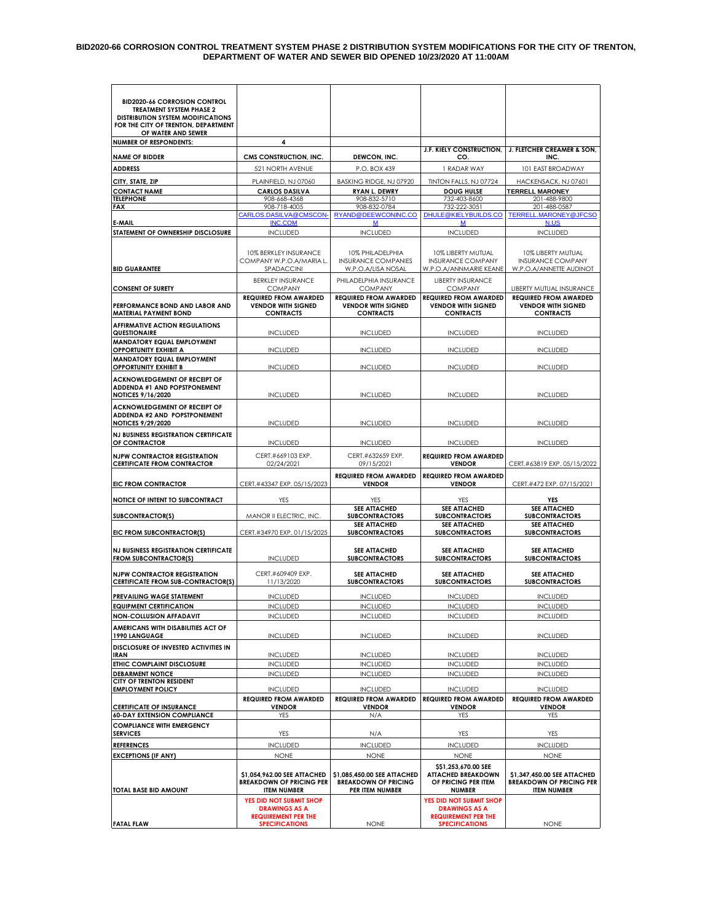# BID2020-66 CORROSION CONTROL TREATMENT SYSTEM PHASE 2 DISTRIBUTION SYSTEM MODIFICATIONS FOR THE CITY OF TRENTON, DEPARTMENT OF WATER AND SEWER BID OPENED 10/23/2020 AT 11:00AM

| BID2020-66 CORROSION CONTROL TREATMENT SYSTEM PHASE 2 DISTRIBUTION SYSTEM MODIFICATIONS FOR THE CITY OF TRENTON, DEPARTMENT OF WATER AND SEWER | | | | |
|---|---|---|---|---|
| **NUMBER OF RESPONDENTS:** | 4 | | | |
| **NAME OF BIDDER** | **CMS CONSTRUCTION, INC.** | **DEWCON, INC.** | **J.F. KIELY CONSTRUCTION, CO.** | **J. FLETCHER CREAMER & SON, INC.** |
| **ADDRESS** | 521 NORTH AVENUE | P.O. BOX 439 | 1 RADAR WAY | 101 EAST BROADWAY |
| **CITY, STATE, ZIP** | PLAINFIELD, NJ 07060 | BASKING RIDGE, NJ 07920 | TINTON FALLS, NJ 07724 | HACKENSACK, NJ 07601 |
| **CONTACT NAME** | **CARLOS DASILVA** | **RYAN L. DEWRY** | **DOUG HULSE** | **TERRELL MARONEY** |
| **TELEPHONE** | 908-668-4368 | 908-832-5710 | 732-403-8600 | 201-488-9800 |
| **FAX** | 908-718-4005 | 908-832-0784 | 732-222-3051 | 201-488-0587 |
| **E-MAIL** | CARLOS.DASILVA@CMSCON-INC.COM | RYAND@DEEWCONINC.COM | DHULE@KIELYBUILDS.COM | TERRELL.MARONEY@JFCSON.US |
| **STATEMENT OF OWNERSHIP DISCLOSURE** | INCLUDED | INCLUDED | INCLUDED | INCLUDED |
| **BID GUARANTEE** | 10% BERKLEY INSURANCE COMPANY W.P.O.A/MARIA L. SPADACCINI | 10% PHILADELPHIA INSURANCE COMPANIES W.P.O.A/LISA NOSAL | 10% LIBERTY MUTUAL INSURANCE COMPANY W.P.O.A/ANNMARIE KEANE | 10% LIBERTY MUTUAL INSURANCE COMPANY W.P.O.A/ANNETTE AUDINOT |
| **CONSENT OF SURETY** | BERKLEY INSURANCE COMPANY | PHILADELPHIA INSURANCE COMPANY | LIBERTY INSURANCE COMPANY | LIBERTY MUTUAL INSURANCE |
| **PERFORMANCE BOND AND LABOR AND MATERIAL PAYMENT BOND** | **REQUIRED FROM AWARDED VENDOR WITH SIGNED CONTRACTS** | **REQUIRED FROM AWARDED VENDOR WITH SIGNED CONTRACTS** | **REQUIRED FROM AWARDED VENDOR WITH SIGNED CONTRACTS** | **REQUIRED FROM AWARDED VENDOR WITH SIGNED CONTRACTS** |
| **AFFIRMATIVE ACTION REGULATIONS QUESTIONAIRE** | INCLUDED | INCLUDED | INCLUDED | INCLUDED |
| **MANDATORY EQUAL EMPLOYMENT OPPORTUNITY EXHIBIT A** | INCLUDED | INCLUDED | INCLUDED | INCLUDED |
| **MANDATORY EQUAL EMPLOYMENT OPPORTUNITY EXHIBIT B** | INCLUDED | INCLUDED | INCLUDED | INCLUDED |
| **ACKNOWLEDGEMENT OF RECEIPT OF ADDENDA #1 AND POPSTPONEMENT NOTICES 9/16/2020** | INCLUDED | INCLUDED | INCLUDED | INCLUDED |
| **ACKNOWLEDGEMENT OF RECEIPT OF ADDENDA #2 AND POPSTPONEMENT NOTICES 9/29/2020** | INCLUDED | INCLUDED | INCLUDED | INCLUDED |
| **NJ BUSINESS REGISTRATION CERTIFICATE OF CONTRACTOR** | INCLUDED | INCLUDED | INCLUDED | INCLUDED |
| **NJPW CONTRACTOR REGISTRATION CERTIFICATE FROM CONTRACTOR** | CERT.#669103 EXP. 02/24/2021 | CERT.#632659 EXP. 09/15/2021 | **REQUIRED FROM AWARDED VENDOR** | CERT.#63819 EXP. 05/15/2022 |
| **EIC FROM CONTRACTOR** | CERT.#43347 EXP. 05/15/2023 | **REQUIRED FROM AWARDED VENDOR** | **REQUIRED FROM AWARDED VENDOR** | CERT.#472 EXP. 07/15/2021 |
| **NOTICE OF INTENT TO SUBCONTRACT** | YES | YES | YES | **YES** |
| **SUBCONTRACTOR(S)** | MANOR II ELECTRIC, INC. | **SEE ATTACHED SUBCONTRACTORS** | **SEE ATTACHED SUBCONTRACTORS** | **SEE ATTACHED SUBCONTRACTORS** |
| **EIC FROM SUBCONTRACTOR(S)** | CERT.#34970 EXP. 01/15/2025 | **SEE ATTACHED SUBCONTRACTORS** | **SEE ATTACHED SUBCONTRACTORS** | **SEE ATTACHED SUBCONTRACTORS** |
| **NJ BUSINESS REGISTRATION CERTIFICATE FROM SUBCONTRACTOR(S)** | INCLUDED | **SEE ATTACHED SUBCONTRACTORS** | **SEE ATTACHED SUBCONTRACTORS** | **SEE ATTACHED SUBCONTRACTORS** |
| **NJPW CONTRACTOR REGISTRATION CERTIFICATE FROM SUB-CONTRACTOR(S)** | CERT.#609409 EXP. 11/13/2020 | **SEE ATTACHED SUBCONTRACTORS** | **SEE ATTACHED SUBCONTRACTORS** | **SEE ATTACHED SUBCONTRACTORS** |
| **PREVAILING WAGE STATEMENT** | INCLUDED | INCLUDED | INCLUDED | INCLUDED |
| **EQUIPMENT CERTIFICATION** | INCLUDED | INCLUDED | INCLUDED | INCLUDED |
| **NON-COLLUSION AFFADAVIT** | INCLUDED | INCLUDED | INCLUDED | INCLUDED |
| **AMERICANS WITH DISABILITIES ACT OF 1990 LANGUAGE** | INCLUDED | INCLUDED | INCLUDED | INCLUDED |
| **DISCLOSURE OF INVESTED ACTIVITIES IN IRAN** | INCLUDED | INCLUDED | INCLUDED | INCLUDED |
| **ETHIC COMPLAINT DISCLOSURE** | INCLUDED | INCLUDED | INCLUDED | INCLUDED |
| **DEBARMENT NOTICE** | INCLUDED | INCLUDED | INCLUDED | INCLUDED |
| **CITY OF TRENTON RESIDENT EMPLOYMENT POLICY** | INCLUDED | INCLUDED | INCLUDED | INCLUDED |
| **CERTIFICATE OF INSURANCE** | **REQUIRED FROM AWARDED VENDOR** | **REQUIRED FROM AWARDED VENDOR** | **REQUIRED FROM AWARDED VENDOR** | **REQUIRED FROM AWARDED VENDOR** |
| **60-DAY EXTENSION COMPLIANCE** | YES | N/A | YES | YES |
| **COMPLIANCE WITH EMERGENCY SERVICES** | YES | N/A | YES | YES |
| **REFERENCES** | INCLUDED | INCLUDED | INCLUDED | INCLUDED |
| **EXCEPTIONS (IF ANY)** | NONE | NONE | NONE | NONE |
| **TOTAL BASE BID AMOUNT** | **$1,054,962.00 SEE ATTACHED BREAKDOWN OF PRICING PER ITEM NUMBER** | **$1,085,450.00 SEE ATTACHED BREAKDOWN OF PRICING PER ITEM NUMBER** | **$$1,253,670.00 SEE ATTACHED BREAKDOWN OF PRICING PER ITEM NUMBER** | **$1,347,450.00 SEE ATTACHED BREAKDOWN OF PRICING PER ITEM NUMBER** |
| **FATAL FLAW** | **YES DID NOT SUBMIT SHOP DRAWINGS AS A REQUIREMENT PER THE SPECIFICATIONS** | NONE | **YES DID NOT SUBMIT SHOP DRAWINGS AS A REQUIREMENT PER THE SPECIFICATIONS** | NONE |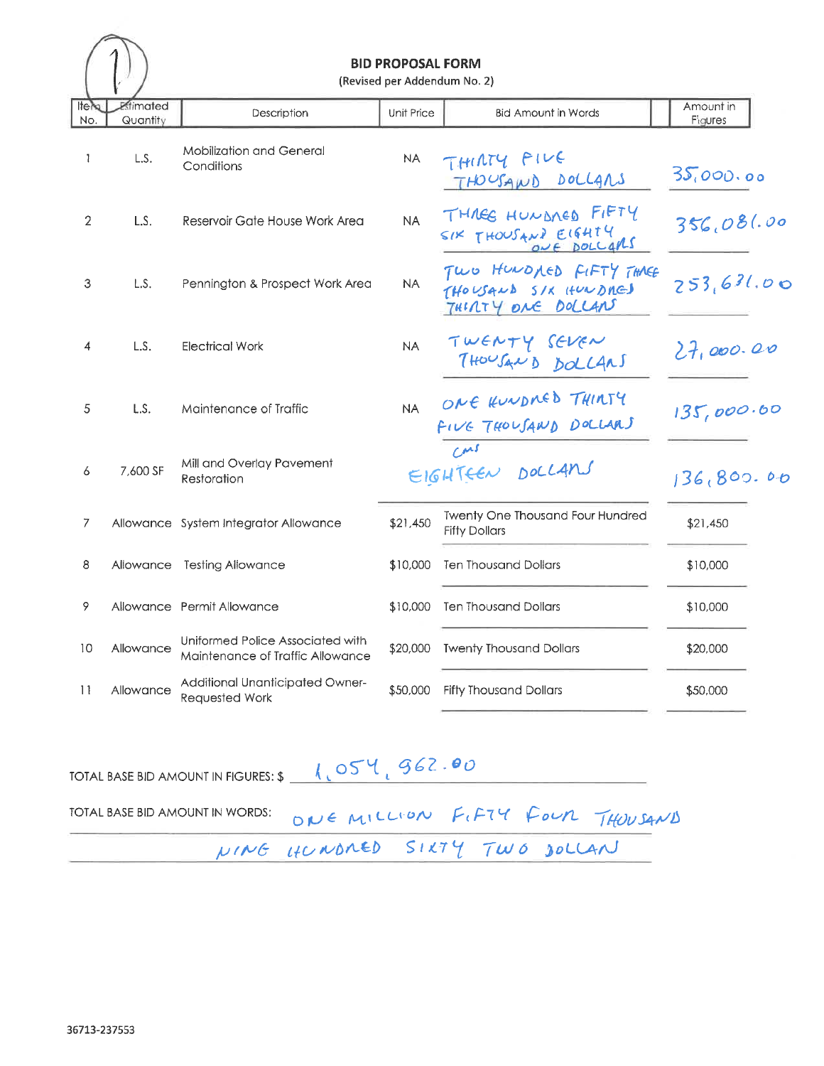# BID PROPOSAL FORM

(Revised per Addendum No. 2)

| Item No. | Estimated Quantity | Description | Unit Price | Bid Amount in Words | Amount in Figures |
|---|---|---|---|---|---|
| 1 | L.S. | Mobilization and General Conditions | NA | THIRTY FIVE THOUSAND DOLLARS | 35,000.00 |
| 2 | L.S. | Reservoir Gate House Work Area | NA | THREE HUNDRED FIFTY SIX THOUSAND EIGHTY ONE DOLLARS | 356,081.00 |
| 3 | L.S. | Pennington & Prospect Work Area | NA | TWO HUNDRED FIFTY THREE THOUSAND SIX HUNDRED THIRTY ONE DOLLARS | 253,631.00 |
| 4 | L.S. | Electrical Work | NA | TWENTY SEVEN THOUSAND DOLLARS | 27,000.00 |
| 5 | L.S. | Maintenance of Traffic | NA | ONE HUNDRED THIRTY FIVE THOUSAND DOLLARS | 135,000.00 |
| 6 | 7,600 SF | Mill and Overlay Pavement Restoration | | EIGHTEEN DOLLARS | 136,800.00 |
| 7 | Allowance | System Integrator Allowance | $21,450 | Twenty One Thousand Four Hundred Fifty Dollars | $21,450 |
| 8 | Allowance | Testing Allowance | $10,000 | Ten Thousand Dollars | $10,000 |
| 9 | Allowance | Permit Allowance | $10,000 | Ten Thousand Dollars | $10,000 |
| 10 | Allowance | Uniformed Police Associated with Maintenance of Traffic Allowance | $20,000 | Twenty Thousand Dollars | $20,000 |
| 11 | Allowance | Additional Unanticipated Owner-Requested Work | $50,000 | Fifty Thousand Dollars | $50,000 |

TOTAL BASE BID AMOUNT IN FIGURES: $ 1,054,962.00

TOTAL BASE BID AMOUNT IN WORDS: ONE MILLION FIFTY FOUR THOUSAND NINE HUNDRED SIXTY TWO DOLLARS

36713-237553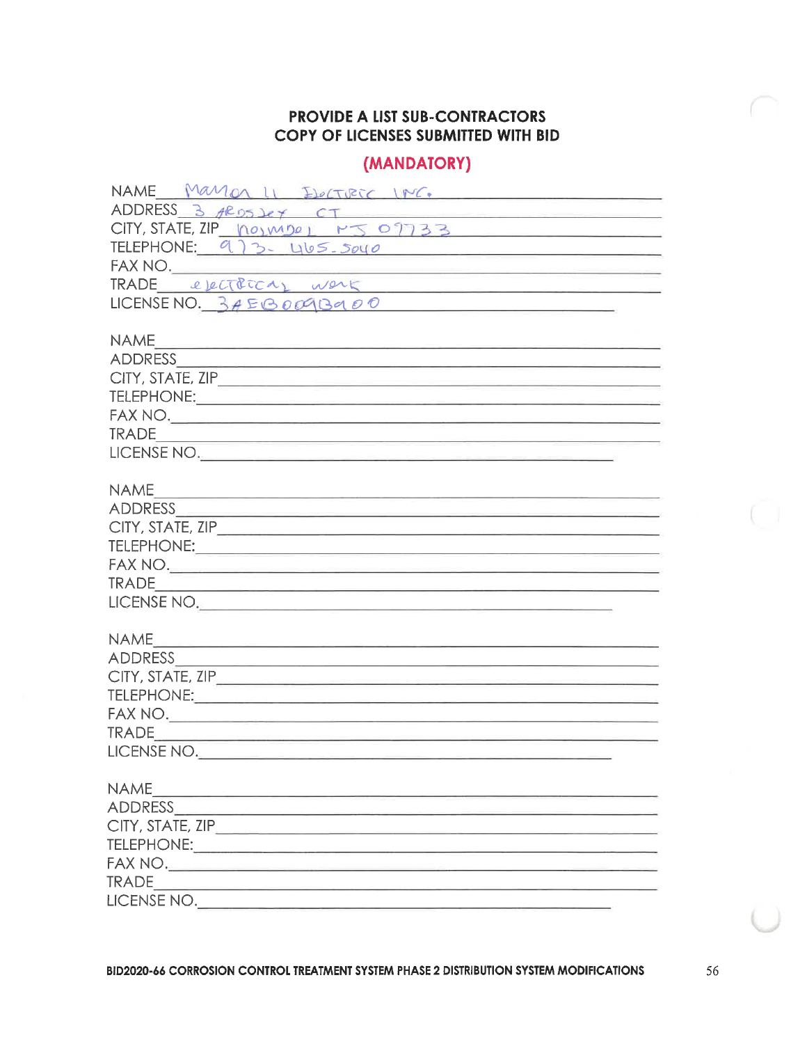**PROVIDE A LIST SUB-CONTRACTORS**
**COPY OF LICENSES SUBMITTED WITH BID**

**(MANDATORY)**

NAME Mamon II Electric Inc.
ADDRESS 3 Aerosley Ct
CITY, STATE, ZIP Holmdel NJ 07733
TELEPHONE: 973-465-5040
FAX NO.
TRADE electrical work
LICENSE NO. 34EB00913900

NAME
ADDRESS
CITY, STATE, ZIP
TELEPHONE:
FAX NO.
TRADE
LICENSE NO.

NAME
ADDRESS
CITY, STATE, ZIP
TELEPHONE:
FAX NO.
TRADE
LICENSE NO.

NAME
ADDRESS
CITY, STATE, ZIP
TELEPHONE:
FAX NO.
TRADE
LICENSE NO.

NAME
ADDRESS
CITY, STATE, ZIP
TELEPHONE:
FAX NO.
TRADE
LICENSE NO.

**BID2020-66 CORROSION CONTROL TREATMENT SYSTEM PHASE 2 DISTRIBUTION SYSTEM MODIFICATIONS**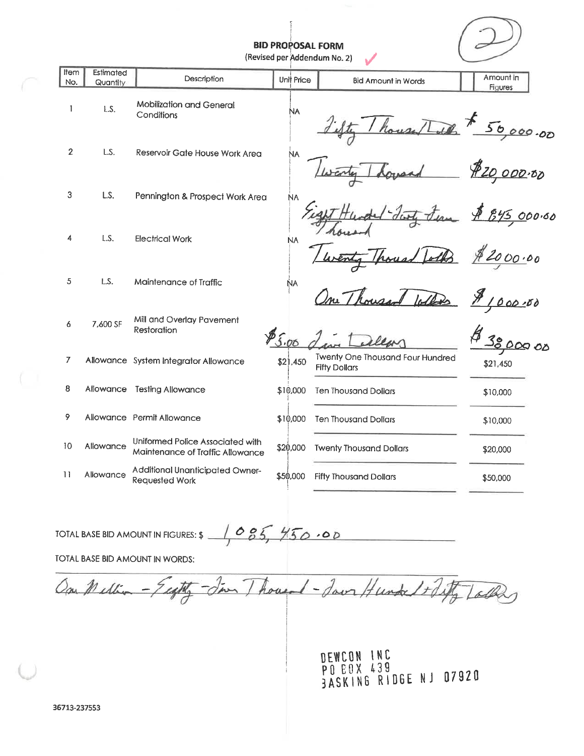# BID PROPOSAL FORM

(Revised per Addendum No. 2) ✓

| Item No. | Estimated Quantity | Description | Unit Price | Bid Amount in Words | Amount in Figures |
|---|---|---|---|---|---|
| 1 | L.S. | Mobilization and General Conditions | NA | Fifty Thousand Dollars | $ 50,000.00 |
| 2 | L.S. | Reservoir Gate House Work Area | NA | Twenty Thousand | $20,000.00 |
| 3 | L.S. | Pennington & Prospect Work Area | NA | Eight Hundred-Forty Five Thousand | $ 845,000.00 |
| 4 | L.S. | Electrical Work | NA | Twenty Thousand Dollars | $2000.00 |
| 5 | L.S. | Maintenance of Traffic | NA | One Thousand Dollars | $1,000.00 |
| 6 | 7,600 SF | Mill and Overlay Pavement Restoration | $5.00 | Five Dollars | $ 38,000.00 |
| 7 | Allowance | System Integrator Allowance | $21,450 | Twenty One Thousand Four Hundred Fifty Dollars | $21,450 |
| 8 | Allowance | Testing Allowance | $10,000 | Ten Thousand Dollars | $10,000 |
| 9 | Allowance | Permit Allowance | $10,000 | Ten Thousand Dollars | $10,000 |
| 10 | Allowance | Uniformed Police Associated with Maintenance of Traffic Allowance | $20,000 | Twenty Thousand Dollars | $20,000 |
| 11 | Allowance | Additional Unanticipated Owner-Requested Work | $50,000 | Fifty Thousand Dollars | $50,000 |

TOTAL BASE BID AMOUNT IN FIGURES: $ 1,085,450.00

TOTAL BASE BID AMOUNT IN WORDS:

One Million - Eighty - Five Thousand - Four Hundred + Fifty Dollars

DEWCON INC
PO BOX 439
BASKING RIDGE NJ 07920

36713-237553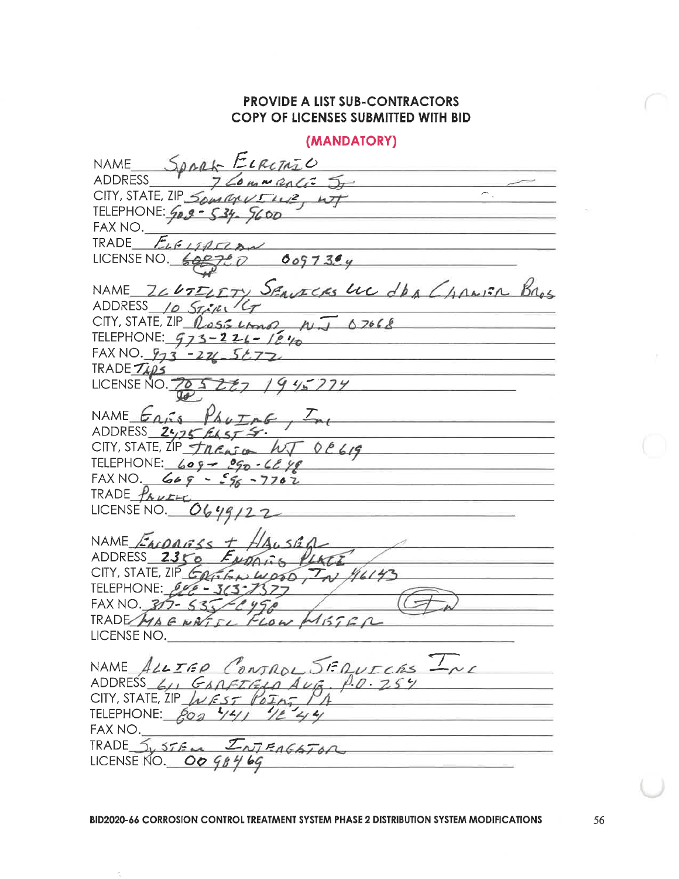**PROVIDE A LIST SUB-CONTRACTORS**
**COPY OF LICENSES SUBMITTED WITH BID**

**(MANDATORY)**

NAME Spark Electric
ADDRESS 7 Commerce St
CITY, STATE, ZIP Somerville, NJ
TELEPHONE: 908-534-9600
FAX NO.
TRADE Electrician
LICENSE NO. 609730 0097384

NAME Utility Services LLC dba Cannon Bros
ADDRESS 10 Stiles Ct
CITY, STATE, ZIP Roseland NJ 07068
TELEPHONE: 973-226-1840
FAX NO. 973-226-5672
TRADE Taps
LICENSE NO. 705287 1945774

NAME Ernie's Paving, Inc
ADDRESS 2475 East St.
CITY, STATE, ZIP Trenton NJ 08619
TELEPHONE: 609-890-6848
FAX NO. 609-586-7702
TRADE Paving
LICENSE NO. 0649122

NAME Endress + Hauser
ADDRESS 2350 Endress Place
CITY, STATE, ZIP Greenwood, IN 46143
TELEPHONE: 888-363-7377
FAX NO. 317-535-2458
TRADE Magnetic Flow Meter
LICENSE NO.

NAME Allied Control Services Inc
ADDRESS 611 Garfield Ave. P.O. 254
CITY, STATE, ZIP West Point, PA
TELEPHONE: 800 441 4244
FAX NO.
TRADE System Integrator
LICENSE NO. 00 984 69

BID2020-66 CORROSION CONTROL TREATMENT SYSTEM PHASE 2 DISTRIBUTION SYSTEM MODIFICATIONS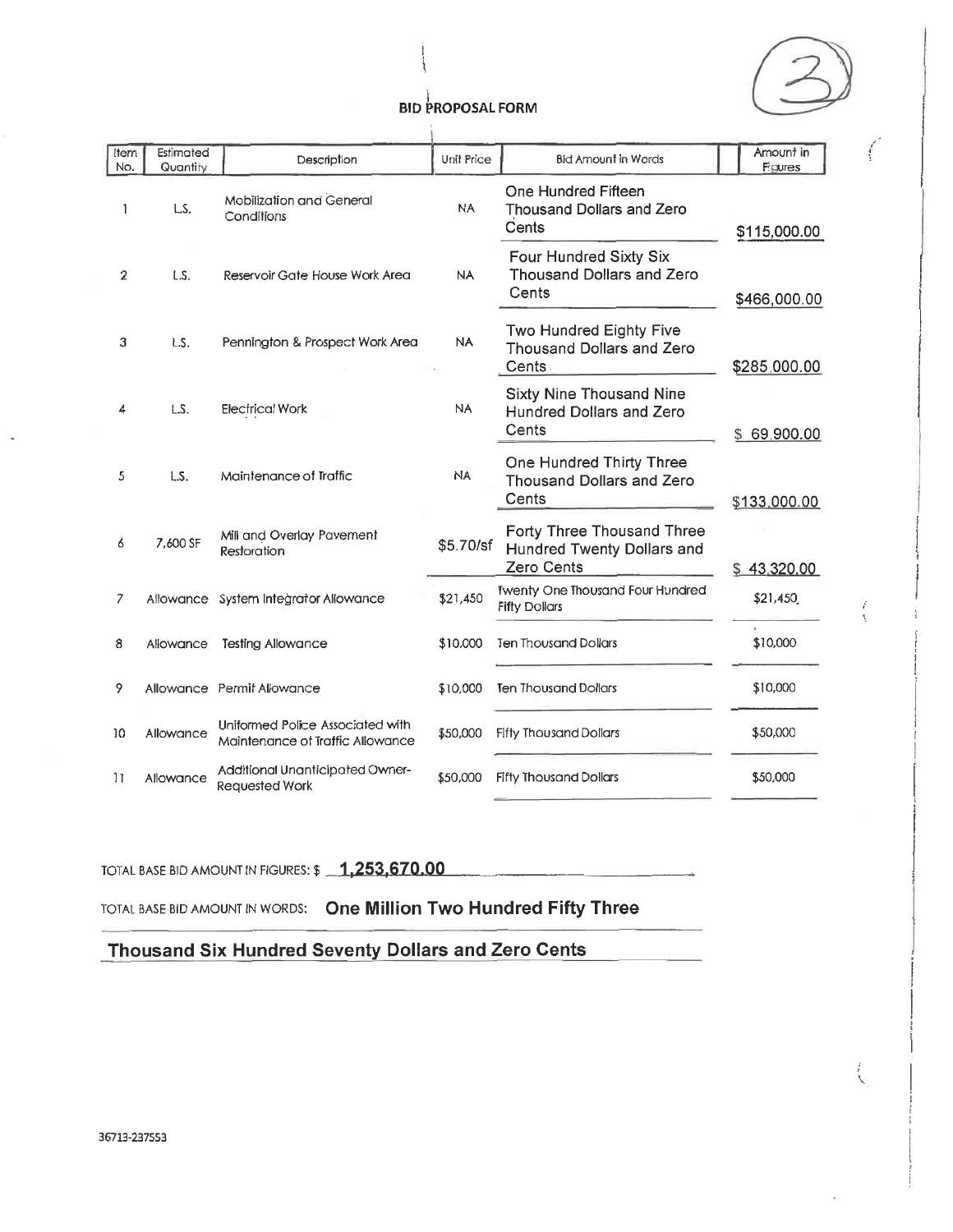(3)

## BID PROPOSAL FORM

| Item No. | Estimated Quantity | Description | Unit Price | Bid Amount in Words | Amount in Figures |
|---|---|---|---|---|---|
| 1 | L.S. | Mobilization and General Conditions | NA | One Hundred Fifteen Thousand Dollars and Zero Cents | $115,000.00 |
| 2 | L.S. | Reservoir Gate House Work Area | NA | Four Hundred Sixty Six Thousand Dollars and Zero Cents | $466,000.00 |
| 3 | L.S. | Pennington & Prospect Work Area | NA | Two Hundred Eighty Five Thousand Dollars and Zero Cents | $285,000.00 |
| 4 | L.S. | Electrical Work | NA | Sixty Nine Thousand Nine Hundred Dollars and Zero Cents | $ 69,900.00 |
| 5 | L.S. | Maintenance of Traffic | NA | One Hundred Thirty Three Thousand Dollars and Zero Cents | $133,000.00 |
| 6 | 7,600 SF | Mill and Overlay Pavement Restoration | $5.70/sf | Forty Three Thousand Three Hundred Twenty Dollars and Zero Cents | $ 43,320.00 |
| 7 | Allowance | System Integrator Allowance | $21,450 | Twenty One Thousand Four Hundred Fifty Dollars | $21,450 |
| 8 | Allowance | Testing Allowance | $10,000 | Ten Thousand Dollars | $10,000 |
| 9 | Allowance | Permit Allowance | $10,000 | Ten Thousand Dollars | $10,000 |
| 10 | Allowance | Uniformed Police Associated with Maintenance of Traffic Allowance | $50,000 | Fifty Thousand Dollars | $50,000 |
| 11 | Allowance | Additional Unanticipated Owner-Requested Work | $50,000 | Fifty Thousand Dollars | $50,000 |

TOTAL BASE BID AMOUNT IN FIGURES: $ **1,253,670.00**

TOTAL BASE BID AMOUNT IN WORDS: **One Million Two Hundred Fifty Three Thousand Six Hundred Seventy Dollars and Zero Cents**

36713-237553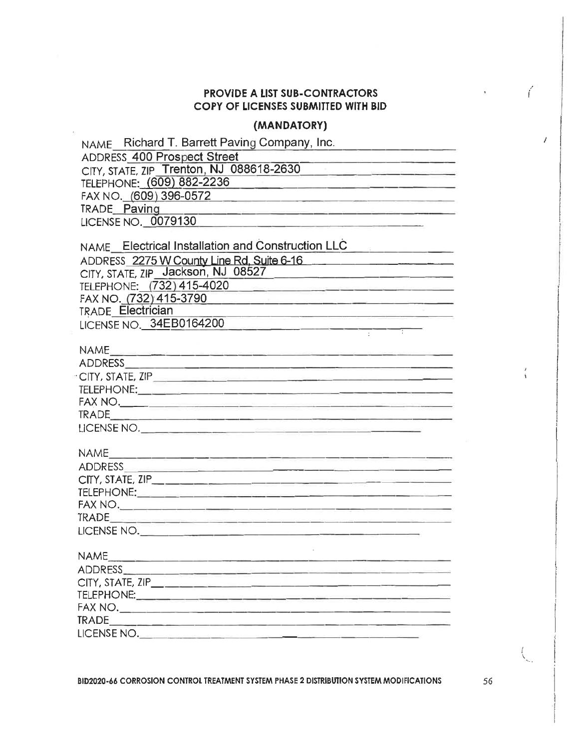**PROVIDE A LIST SUB-CONTRACTORS**
**COPY OF LICENSES SUBMITTED WITH BID**

**(MANDATORY)**

NAME Richard T. Barrett Paving Company, Inc.
ADDRESS 400 Prospect Street
CITY, STATE, ZIP Trenton, NJ 088618-2630
TELEPHONE: (609) 882-2236
FAX NO. (609) 396-0572
TRADE Paving
LICENSE NO. 0079130

NAME Electrical Installation and Construction LLC
ADDRESS 2275 W County Line Rd, Suite 6-16
CITY, STATE, ZIP Jackson, NJ 08527
TELEPHONE: (732) 415-4020
FAX NO. (732) 415-3790
TRADE Electrician
LICENSE NO. 34EB0164200

NAME\_\_\_\_\_\_\_\_\_\_\_\_\_\_\_\_\_\_\_\_
ADDRESS\_\_\_\_\_\_\_\_\_\_\_\_\_\_\_\_\_\_\_\_
CITY, STATE, ZIP\_\_\_\_\_\_\_\_\_\_\_\_\_\_\_\_\_\_\_\_
TELEPHONE:\_\_\_\_\_\_\_\_\_\_\_\_\_\_\_\_\_\_\_\_
FAX NO.\_\_\_\_\_\_\_\_\_\_\_\_\_\_\_\_\_\_\_\_
TRADE\_\_\_\_\_\_\_\_\_\_\_\_\_\_\_\_\_\_\_\_
LICENSE NO.\_\_\_\_\_\_\_\_\_\_\_\_\_\_\_\_\_\_\_\_

NAME\_\_\_\_\_\_\_\_\_\_\_\_\_\_\_\_\_\_\_\_
ADDRESS\_\_\_\_\_\_\_\_\_\_\_\_\_\_\_\_\_\_\_\_
CITY, STATE, ZIP\_\_\_\_\_\_\_\_\_\_\_\_\_\_\_\_\_\_\_\_
TELEPHONE:\_\_\_\_\_\_\_\_\_\_\_\_\_\_\_\_\_\_\_\_
FAX NO.\_\_\_\_\_\_\_\_\_\_\_\_\_\_\_\_\_\_\_\_
TRADE\_\_\_\_\_\_\_\_\_\_\_\_\_\_\_\_\_\_\_\_
LICENSE NO.\_\_\_\_\_\_\_\_\_\_\_\_\_\_\_\_\_\_\_\_

NAME\_\_\_\_\_\_\_\_\_\_\_\_\_\_\_\_\_\_\_\_
ADDRESS\_\_\_\_\_\_\_\_\_\_\_\_\_\_\_\_\_\_\_\_
CITY, STATE, ZIP\_\_\_\_\_\_\_\_\_\_\_\_\_\_\_\_\_\_\_\_
TELEPHONE:\_\_\_\_\_\_\_\_\_\_\_\_\_\_\_\_\_\_\_\_
FAX NO.\_\_\_\_\_\_\_\_\_\_\_\_\_\_\_\_\_\_\_\_
TRADE\_\_\_\_\_\_\_\_\_\_\_\_\_\_\_\_\_\_\_\_
LICENSE NO.\_\_\_\_\_\_\_\_\_\_\_\_\_\_\_\_\_\_\_\_

BID2020-66 CORROSION CONTROL TREATMENT SYSTEM PHASE 2 DISTRIBUTION SYSTEM MODIFICATIONS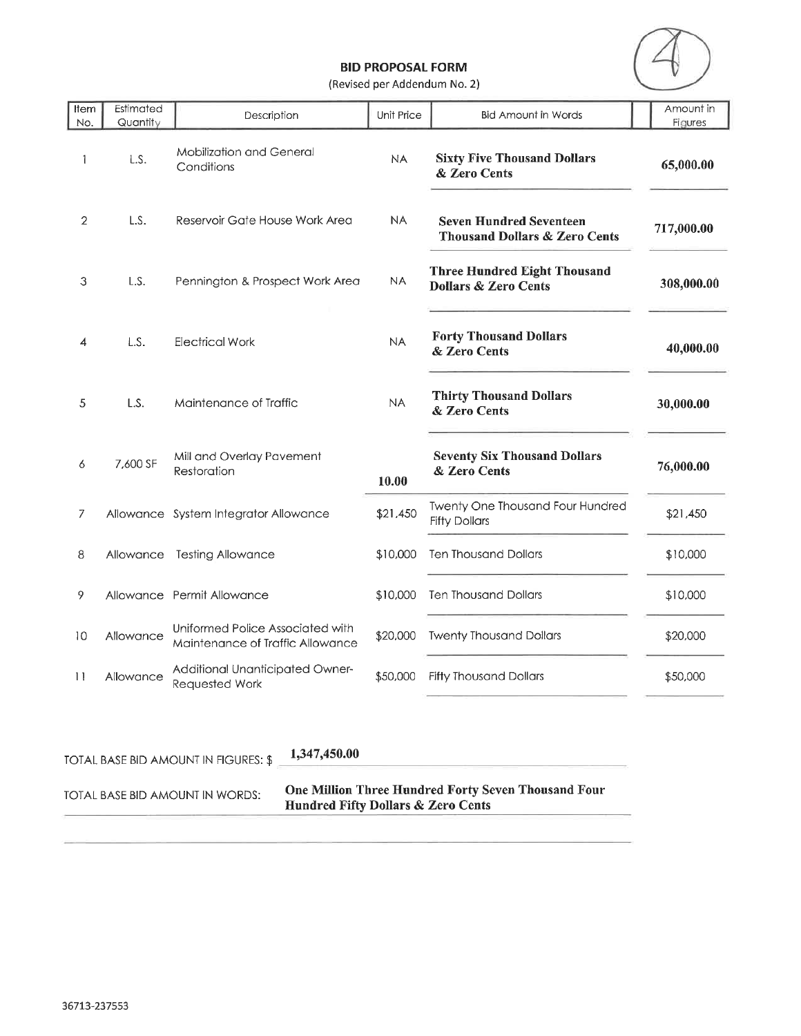# BID PROPOSAL FORM

(Revised per Addendum No. 2)

| Item No. | Estimated Quantity | Description | Unit Price | Bid Amount in Words | Amount in Figures |
|---|---|---|---|---|---|
| 1 | L.S. | Mobilization and General Conditions | NA | **Sixty Five Thousand Dollars & Zero Cents** | **65,000.00** |
| 2 | L.S. | Reservoir Gate House Work Area | NA | **Seven Hundred Seventeen Thousand Dollars & Zero Cents** | **717,000.00** |
| 3 | L.S. | Pennington & Prospect Work Area | NA | **Three Hundred Eight Thousand Dollars & Zero Cents** | **308,000.00** |
| 4 | L.S. | Electrical Work | NA | **Forty Thousand Dollars & Zero Cents** | **40,000.00** |
| 5 | L.S. | Maintenance of Traffic | NA | **Thirty Thousand Dollars & Zero Cents** | **30,000.00** |
| 6 | 7,600 SF | Mill and Overlay Pavement Restoration | **10.00** | **Seventy Six Thousand Dollars & Zero Cents** | **76,000.00** |
| 7 | Allowance | System Integrator Allowance | $21,450 | Twenty One Thousand Four Hundred Fifty Dollars | $21,450 |
| 8 | Allowance | Testing Allowance | $10,000 | Ten Thousand Dollars | $10,000 |
| 9 | Allowance | Permit Allowance | $10,000 | Ten Thousand Dollars | $10,000 |
| 10 | Allowance | Uniformed Police Associated with Maintenance of Traffic Allowance | $20,000 | Twenty Thousand Dollars | $20,000 |
| 11 | Allowance | Additional Unanticipated Owner-Requested Work | $50,000 | Fifty Thousand Dollars | $50,000 |

TOTAL BASE BID AMOUNT IN FIGURES: $ **1,347,450.00**

TOTAL BASE BID AMOUNT IN WORDS: **One Million Three Hundred Forty Seven Thousand Four Hundred Fifty Dollars & Zero Cents**

36713-237553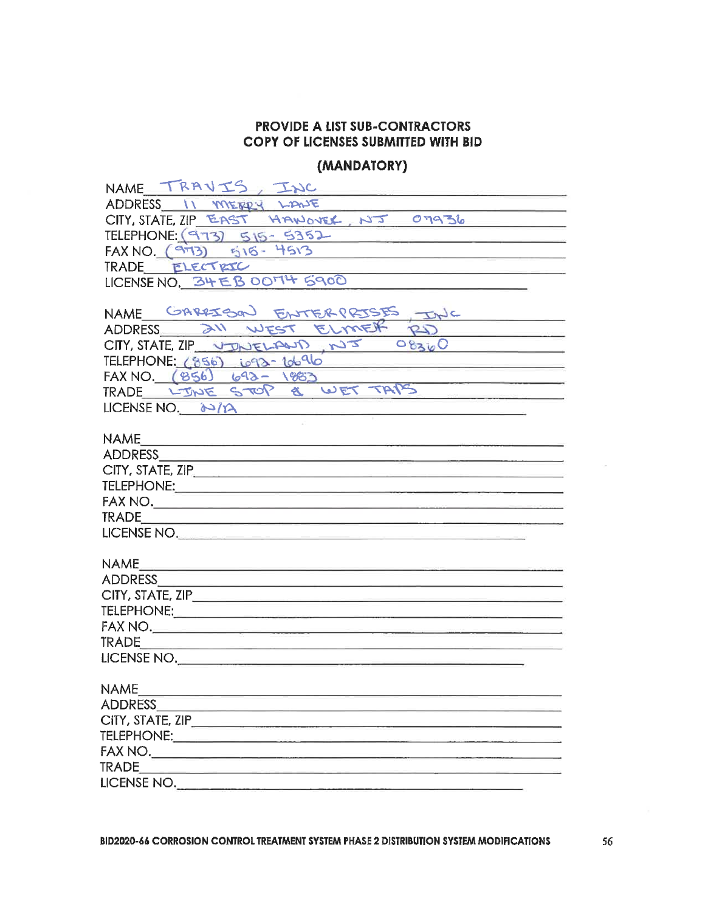## PROVIDE A LIST SUB-CONTRACTORS
## COPY OF LICENSES SUBMITTED WITH BID

## (MANDATORY)

NAME TRAVIS, INC
ADDRESS 11 MERRY LANE
CITY, STATE, ZIP EAST HANOVER, NJ 07936
TELEPHONE: (973) 515-5352
FAX NO. (973) 515-4513
TRADE ELECTRIC
LICENSE NO. 34EB00745900

NAME GARRISON ENTERPRISES, INC
ADDRESS 211 WEST ELMER RD
CITY, STATE, ZIP VINELAND, NJ 08360
TELEPHONE: (856) 692-6696
FAX NO. (856) 692-1883
TRADE LINE STOP & WET TAPS
LICENSE NO. N/A

NAME
ADDRESS
CITY, STATE, ZIP
TELEPHONE:
FAX NO.
TRADE
LICENSE NO.

NAME
ADDRESS
CITY, STATE, ZIP
TELEPHONE:
FAX NO.
TRADE
LICENSE NO.

NAME
ADDRESS
CITY, STATE, ZIP
TELEPHONE:
FAX NO.
TRADE
LICENSE NO.

BID2020-66 CORROSION CONTROL TREATMENT SYSTEM PHASE 2 DISTRIBUTION SYSTEM MODIFICATIONS